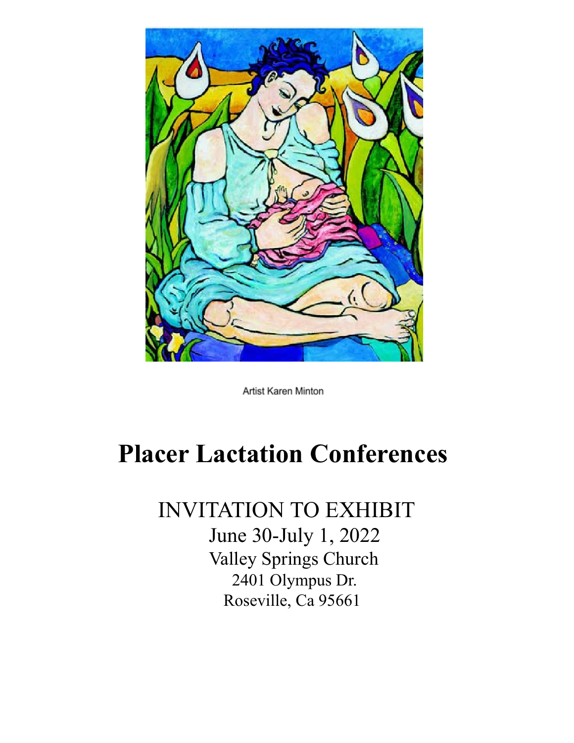Artist Karen Minton

# Placer Lactation Conferences

INVITATION TO EXHIBIT

June 30-July 1, 2022

Valley Springs Church

2401 Olympus Dr.

Roseville, Ca 95661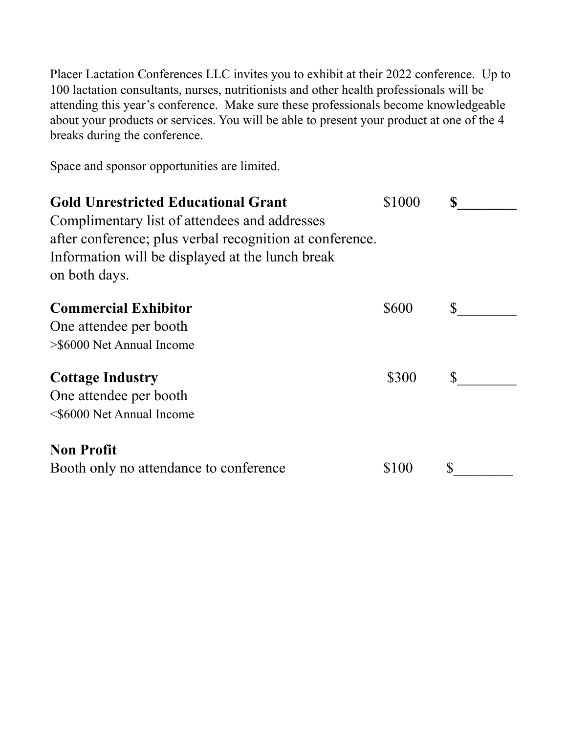Placer Lactation Conferences LLC invites you to exhibit at their 2022 conference. Up to 100 lactation consultants, nurses, nutritionists and other health professionals will be attending this year's conference. Make sure these professionals become knowledgeable about your products or services. You will be able to present your product at one of the 4 breaks during the conference.

Space and sponsor opportunities are limited.

**Gold Unrestricted Educational Grant** $1000 **$________**
Complimentary list of attendees and addresses after conference; plus verbal recognition at conference. Information will be displayed at the lunch break on both days.

**Commercial Exhibitor** $600 $________
One attendee per booth
>$6000 Net Annual Income

**Cottage Industry** $300 $________
One attendee per booth
<$6000 Net Annual Income

**Non Profit**
Booth only no attendance to conference $100 $________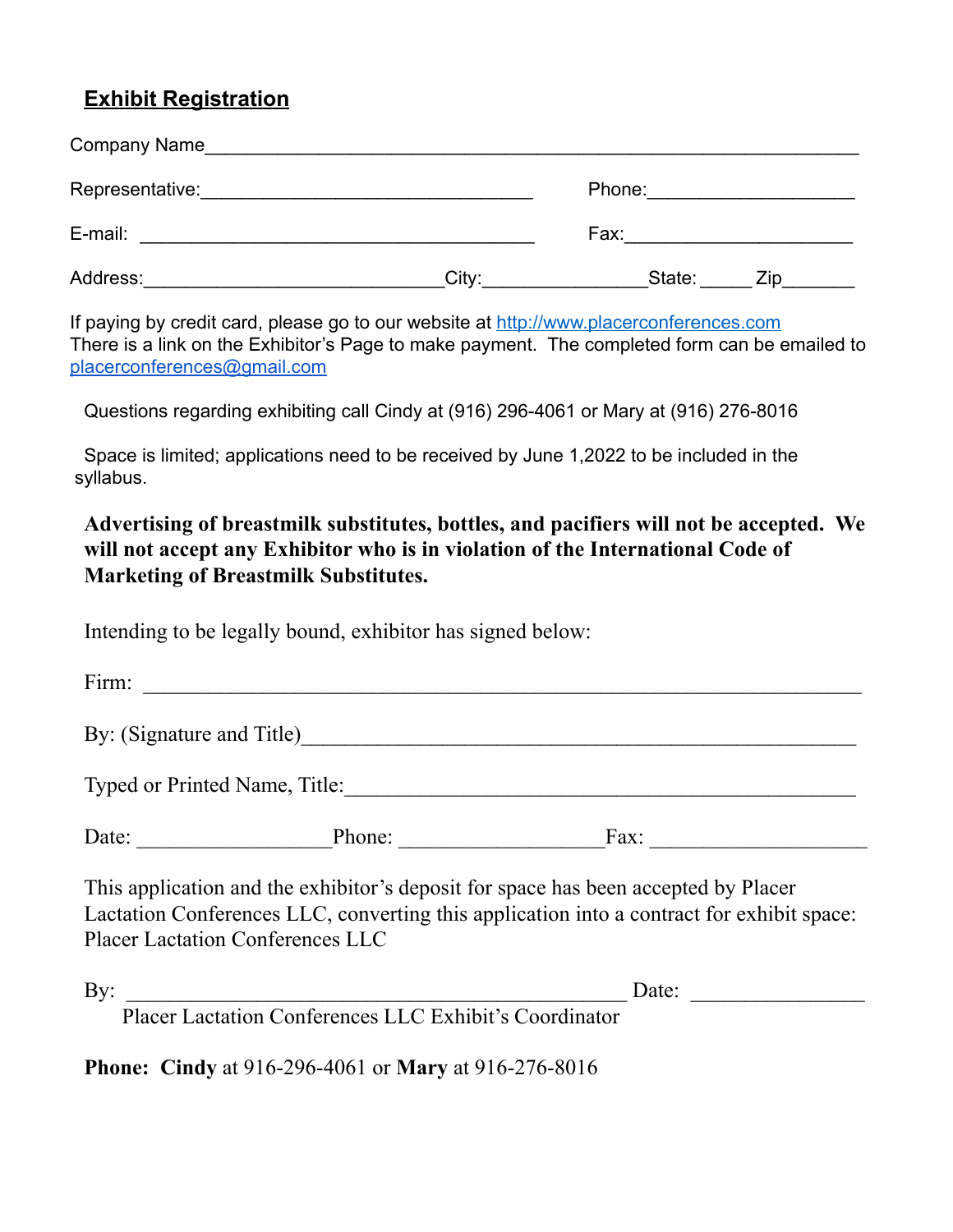## **Exhibit Registration**

Company Name_______________________________________________________________

Representative:_________________________________ Phone:____________________

E-mail: ________________________________________ Fax:______________________

Address:_____________________________City:________________State: _____ Zip_______

If paying by credit card, please go to our website at http://www.placerconferences.com
There is a link on the Exhibitor's Page to make payment. The completed form can be emailed to placerconferences@gmail.com

Questions regarding exhibiting call Cindy at (916) 296-4061 or Mary at (916) 276-8016

Space is limited; applications need to be received by June 1,2022 to be included in the syllabus.

**Advertising of breastmilk substitutes, bottles, and pacifiers will not be accepted. We will not accept any Exhibitor who is in violation of the International Code of Marketing of Breastmilk Substitutes.**

Intending to be legally bound, exhibitor has signed below:

Firm: ______________________________________________________________

By: (Signature and Title)_____________________________________________________

Typed or Printed Name, Title:_________________________________________________

Date: __________________Phone: ___________________Fax: ____________________

This application and the exhibitor's deposit for space has been accepted by Placer Lactation Conferences LLC, converting this application into a contract for exhibit space: Placer Lactation Conferences LLC

By: _______________________________________________ Date: ________________
Placer Lactation Conferences LLC Exhibit's Coordinator

**Phone: Cindy** at 916-296-4061 or **Mary** at 916-276-8016